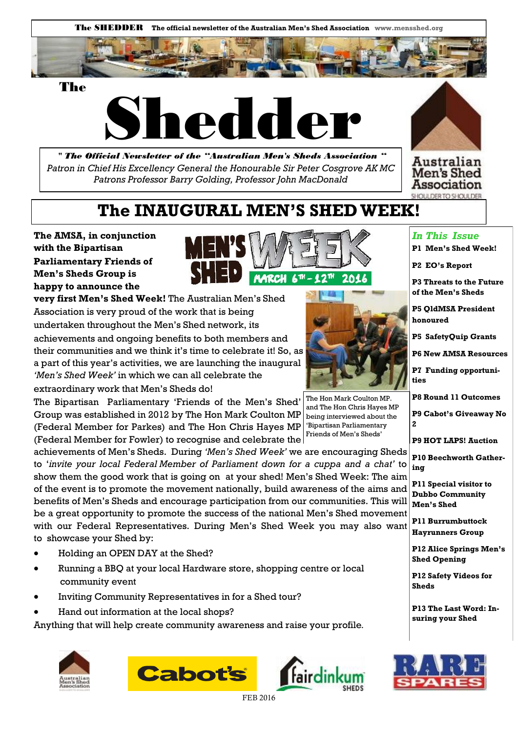# The Shedder

**" *The Official Newsletter of the "Australian Men's Sheds Association* "**

*Patron in Chief His Excellency General the Honourable Sir Peter Cosgrove AK MC*

*Patrons Professor Barry Golding, Professor John MacDonald*

Australian Men's Shed Association

SHOULDER TO SHOULDER

## The INAUGURAL MEN'S SHED WEEK!

MEN'S SHED WEEK MARCH 6TH - 12TH 2016

**The AMSA, in conjunction with the Bipartisan Parliamentary Friends of Men's Sheds Group is happy to announce the very first Men's Shed Week!** The Australian Men's Shed Association is very proud of the work that is being undertaken throughout the Men's Shed network, its achievements and ongoing benefits to both members and their communities and we think it's time to celebrate it! So, as a part of this year's activities, we are launching the inaugural *'Men's Shed Week'* in which we can all celebrate the extraordinary work that Men's Sheds do!

The Bipartisan Parliamentary 'Friends of the Men's Shed' Group was established in 2012 by The Hon Mark Coulton MP (Federal Member for Parkes) and The Hon Chris Hayes MP (Federal Member for Fowler) to recognise and celebrate the achievements of Men's Sheds. During *'Men's Shed Week'* we are encouraging Sheds to '*invite your local Federal Member of Parliament down for a cuppa and a chat'* to show them the good work that is going on at your shed! Men's Shed Week: The aim of the event is to promote the movement nationally, build awareness of the aims and benefits of Men's Sheds and encourage participation from our communities. This will be a great opportunity to promote the success of the national Men's Shed movement with our Federal Representatives. During Men's Shed Week you may also want to showcase your Shed by:

- Holding an OPEN DAY at the Shed?
- Running a BBQ at your local Hardware store, shopping centre or local community event
- Inviting Community Representatives in for a Shed tour?
- Hand out information at the local shops?

Anything that will help create community awareness and raise your profile.

The Hon Mark Coulton MP. and The Hon Chris Hayes MP being interviewed about the 'Bipartisan Parliamentary Friends of Men's Sheds'

### *In This Issue*

- **P1 Men's Shed Week!**
- **P2 EO's Report**
- **P3 Threats to the Future of the Men's Sheds**
- **P5 QldMSA President honoured**
- **P5 SafetyQuip Grants**
- **P6 New AMSA Resources**
- **P7 Funding opportunities**
- **P8 Round 11 Outcomes**
- **P9 Cabot's Giveaway No 2**
- **P9 HOT LAPS! Auction**
- **P10 Beechworth Gathering**
- **P11 Special visitor to Dubbo Community Men's Shed**
- **P11 Burrumbuttock Hayrunners Group**
- **P12 Alice Springs Men's Shed Opening**
- **P12 Safety Videos for Sheds**
- **P13 The Last Word: Insuring your Shed**

Australian Men's Shed Association | Cabot's | fairdinkum SHEDS | RARE SPARES

FEB 2016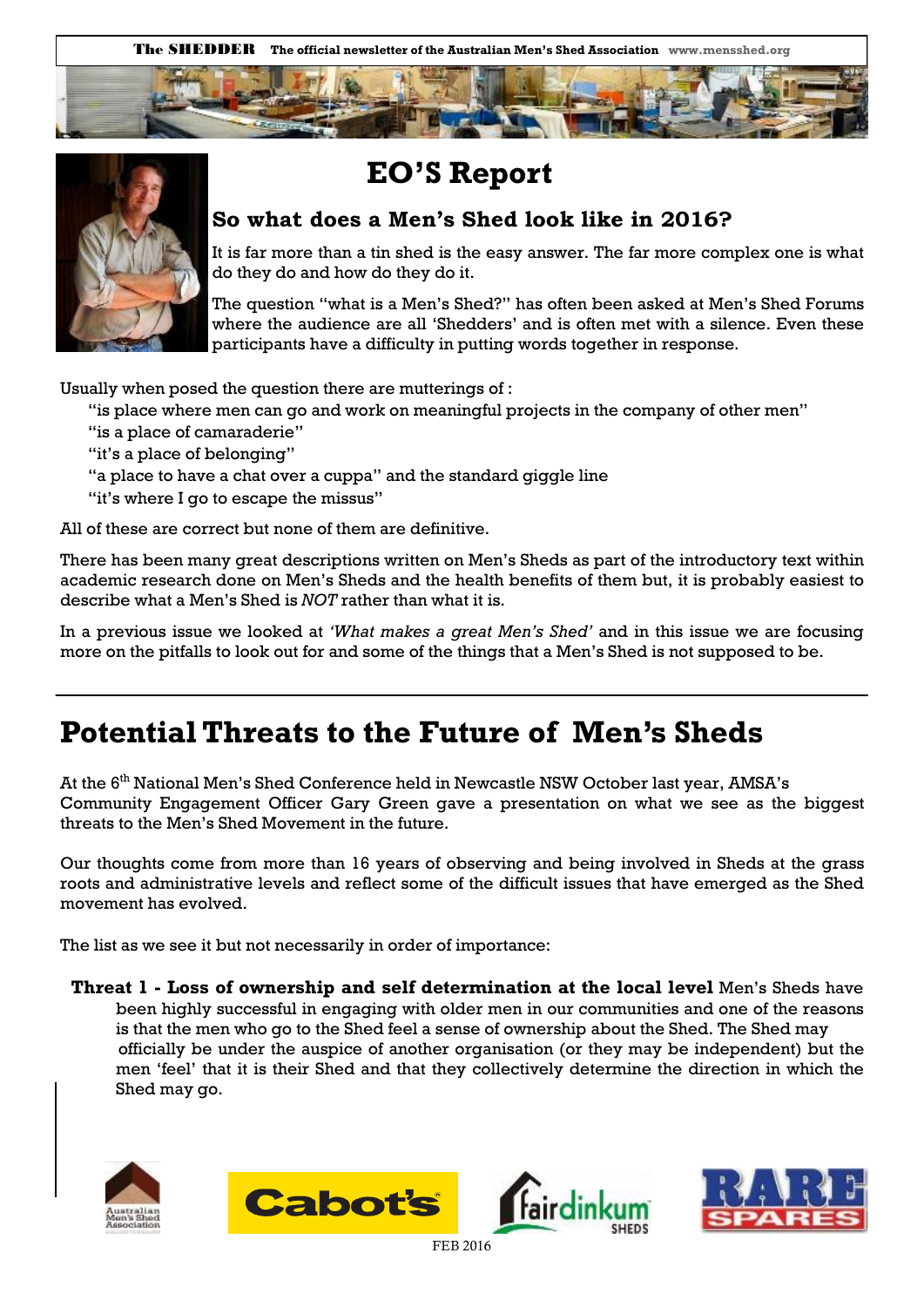# EO'S Report

## So what does a Men's Shed look like in 2016?

It is far more than a tin shed is the easy answer. The far more complex one is what do they do and how do they do it.

The question "what is a Men's Shed?" has often been asked at Men's Shed Forums where the audience are all 'Shedders' and is often met with a silence. Even these participants have a difficulty in putting words together in response.

Usually when posed the question there are mutterings of :

"is place where men can go and work on meaningful projects in the company of other men"
"is a place of camaraderie"
"it's a place of belonging"
"a place to have a chat over a cuppa" and the standard giggle line
"it's where I go to escape the missus"

All of these are correct but none of them are definitive.

There has been many great descriptions written on Men's Sheds as part of the introductory text within academic research done on Men's Sheds and the health benefits of them but, it is probably easiest to describe what a Men's Shed is *NOT* rather than what it is.

In a previous issue we looked at *'What makes a great Men's Shed'* and in this issue we are focusing more on the pitfalls to look out for and some of the things that a Men's Shed is not supposed to be.

# Potential Threats to the Future of Men's Sheds

At the 6th National Men's Shed Conference held in Newcastle NSW October last year, AMSA's Community Engagement Officer Gary Green gave a presentation on what we see as the biggest threats to the Men's Shed Movement in the future.

Our thoughts come from more than 16 years of observing and being involved in Sheds at the grass roots and administrative levels and reflect some of the difficult issues that have emerged as the Shed movement has evolved.

The list as we see it but not necessarily in order of importance:

**Threat 1 - Loss of ownership and self determination at the local level** Men's Sheds have been highly successful in engaging with older men in our communities and one of the reasons is that the men who go to the Shed feel a sense of ownership about the Shed. The Shed may officially be under the auspice of another organisation (or they may be independent) but the men 'feel' that it is their Shed and that they collectively determine the direction in which the Shed may go.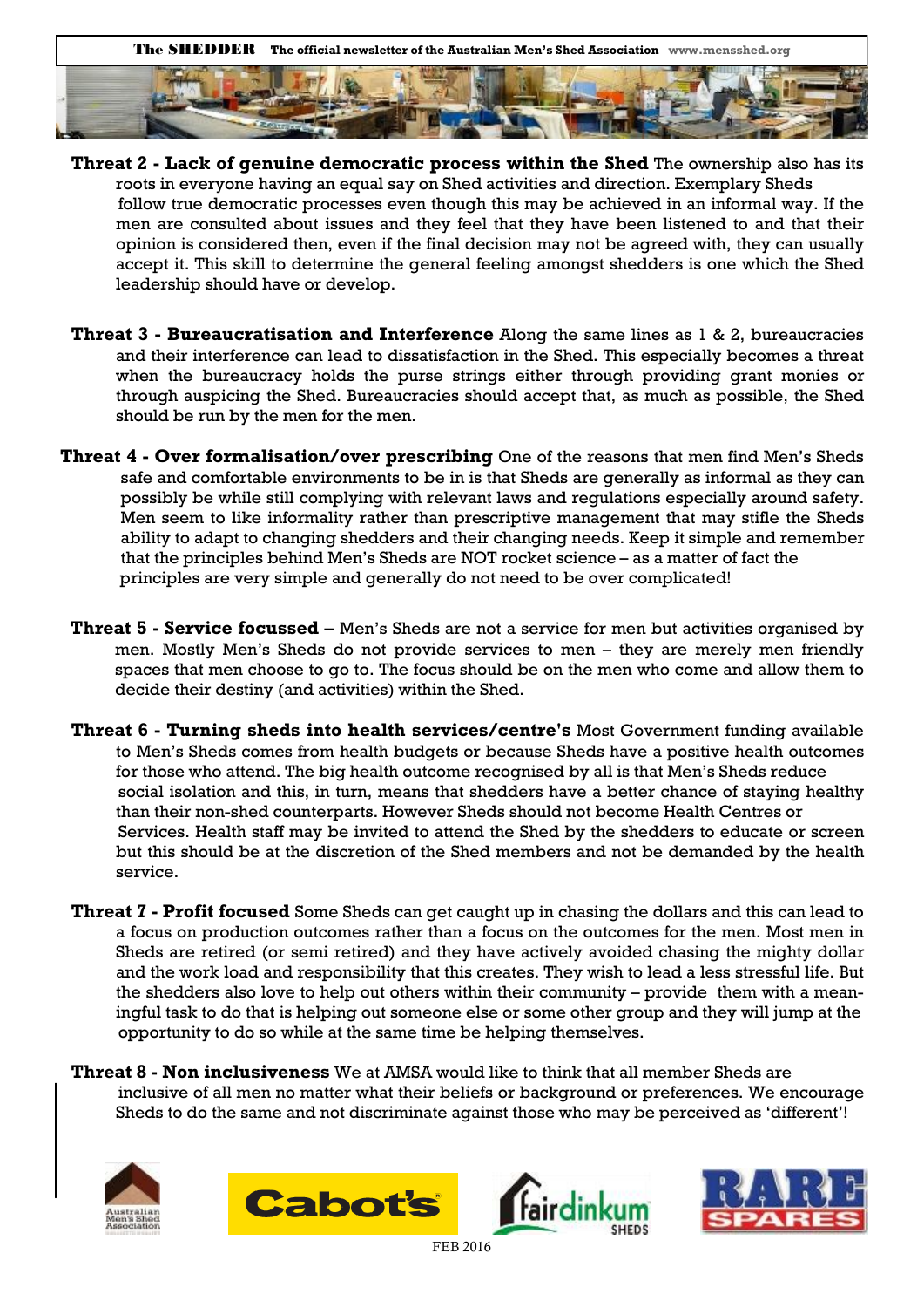**Threat 2 - Lack of genuine democratic process within the Shed** The ownership also has its roots in everyone having an equal say on Shed activities and direction. Exemplary Sheds follow true democratic processes even though this may be achieved in an informal way. If the men are consulted about issues and they feel that they have been listened to and that their opinion is considered then, even if the final decision may not be agreed with, they can usually accept it. This skill to determine the general feeling amongst shedders is one which the Shed leadership should have or develop.

**Threat 3 - Bureaucratisation and Interference** Along the same lines as 1 & 2, bureaucracies and their interference can lead to dissatisfaction in the Shed. This especially becomes a threat when the bureaucracy holds the purse strings either through providing grant monies or through auspicing the Shed. Bureaucracies should accept that, as much as possible, the Shed should be run by the men for the men.

**Threat 4 - Over formalisation/over prescribing** One of the reasons that men find Men's Sheds safe and comfortable environments to be in is that Sheds are generally as informal as they can possibly be while still complying with relevant laws and regulations especially around safety. Men seem to like informality rather than prescriptive management that may stifle the Sheds ability to adapt to changing shedders and their changing needs. Keep it simple and remember that the principles behind Men's Sheds are NOT rocket science – as a matter of fact the principles are very simple and generally do not need to be over complicated!

**Threat 5 - Service focussed** – Men's Sheds are not a service for men but activities organised by men. Mostly Men's Sheds do not provide services to men – they are merely men friendly spaces that men choose to go to. The focus should be on the men who come and allow them to decide their destiny (and activities) within the Shed.

**Threat 6 - Turning sheds into health services/centre's** Most Government funding available to Men's Sheds comes from health budgets or because Sheds have a positive health outcomes for those who attend. The big health outcome recognised by all is that Men's Sheds reduce social isolation and this, in turn, means that shedders have a better chance of staying healthy than their non-shed counterparts. However Sheds should not become Health Centres or Services. Health staff may be invited to attend the Shed by the shedders to educate or screen but this should be at the discretion of the Shed members and not be demanded by the health service.

**Threat 7 - Profit focused** Some Sheds can get caught up in chasing the dollars and this can lead to a focus on production outcomes rather than a focus on the outcomes for the men. Most men in Sheds are retired (or semi retired) and they have actively avoided chasing the mighty dollar and the work load and responsibility that this creates. They wish to lead a less stressful life. But the shedders also love to help out others within their community – provide them with a meaningful task to do that is helping out someone else or some other group and they will jump at the opportunity to do so while at the same time be helping themselves.

**Threat 8 - Non inclusiveness** We at AMSA would like to think that all member Sheds are inclusive of all men no matter what their beliefs or background or preferences. We encourage Sheds to do the same and not discriminate against those who may be perceived as 'different'!

FEB 2016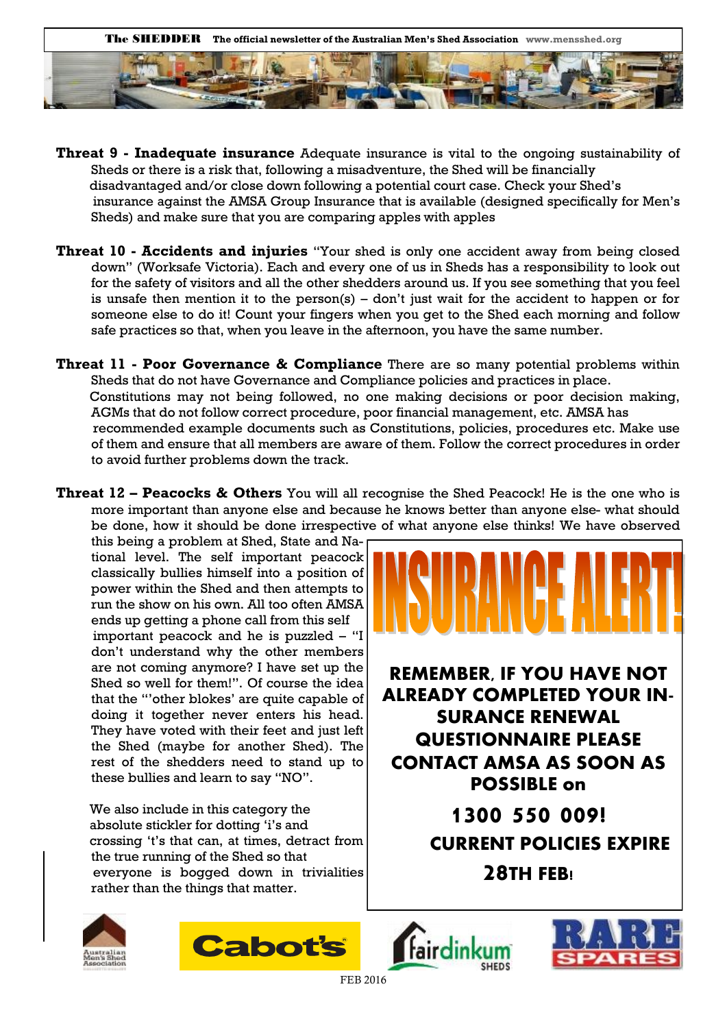**Threat 9 - Inadequate insurance** Adequate insurance is vital to the ongoing sustainability of Sheds or there is a risk that, following a misadventure, the Shed will be financially disadvantaged and/or close down following a potential court case. Check your Shed's insurance against the AMSA Group Insurance that is available (designed specifically for Men's Sheds) and make sure that you are comparing apples with apples

**Threat 10 - Accidents and injuries** "Your shed is only one accident away from being closed down" (Worksafe Victoria). Each and every one of us in Sheds has a responsibility to look out for the safety of visitors and all the other shedders around us. If you see something that you feel is unsafe then mention it to the person(s) – don't just wait for the accident to happen or for someone else to do it! Count your fingers when you get to the Shed each morning and follow safe practices so that, when you leave in the afternoon, you have the same number.

**Threat 11 - Poor Governance & Compliance** There are so many potential problems within Sheds that do not have Governance and Compliance policies and practices in place. Constitutions may not being followed, no one making decisions or poor decision making, AGMs that do not follow correct procedure, poor financial management, etc. AMSA has recommended example documents such as Constitutions, policies, procedures etc. Make use of them and ensure that all members are aware of them. Follow the correct procedures in order to avoid further problems down the track.

**Threat 12 – Peacocks & Others** You will all recognise the Shed Peacock! He is the one who is more important than anyone else and because he knows better than anyone else- what should be done, how it should be done irrespective of what anyone else thinks! We have observed this being a problem at Shed, State and National level. The self important peacock classically bullies himself into a position of power within the Shed and then attempts to run the show on his own. All too often AMSA ends up getting a phone call from this self important peacock and he is puzzled – "I don't understand why the other members are not coming anymore? I have set up the Shed so well for them!". Of course the idea that the "'other blokes' are quite capable of doing it together never enters his head. They have voted with their feet and just left the Shed (maybe for another Shed). The rest of the shedders need to stand up to these bullies and learn to say "NO".

We also include in this category the absolute stickler for dotting 'i's and crossing 't's that can, at times, detract from the true running of the Shed so that everyone is bogged down in trivialities rather than the things that matter.

# INSURANCE ALERT!

**REMEMBER, IF YOU HAVE NOT ALREADY COMPLETED YOUR INSURANCE RENEWAL QUESTIONNAIRE PLEASE CONTACT AMSA AS SOON AS POSSIBLE on**

**1300 550 009!**

**CURRENT POLICIES EXPIRE 28TH FEB!**

Australian Men's Shed Association · Cabot's · fairdinkum SHEDS · RARE SPARES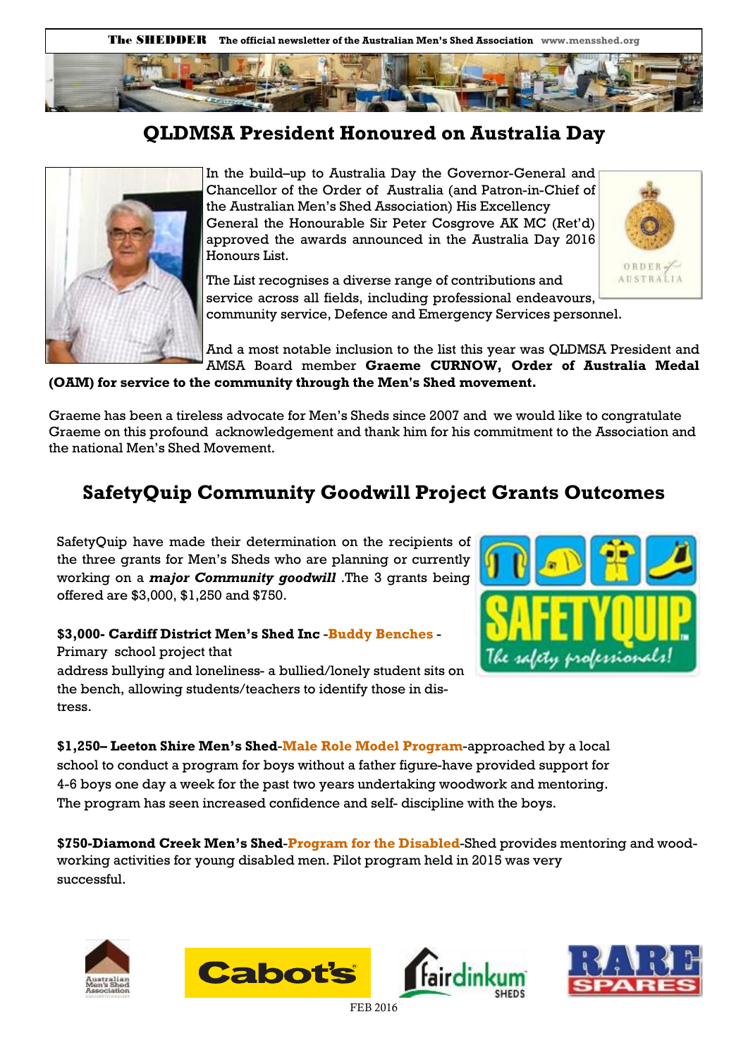## QLDMSA President Honoured on Australia Day

In the build–up to Australia Day the Governor-General and Chancellor of the Order of Australia (and Patron-in-Chief of the Australian Men's Shed Association) His Excellency General the Honourable Sir Peter Cosgrove AK MC (Ret'd) approved the awards announced in the Australia Day 2016 Honours List.

The List recognises a diverse range of contributions and service across all fields, including professional endeavours, community service, Defence and Emergency Services personnel.

And a most notable inclusion to the list this year was QLDMSA President and AMSA Board member **Graeme CURNOW, Order of Australia Medal (OAM) for service to the community through the Men's Shed movement.**

Graeme has been a tireless advocate for Men's Sheds since 2007 and we would like to congratulate Graeme on this profound acknowledgement and thank him for his commitment to the Association and the national Men's Shed Movement.

## SafetyQuip Community Goodwill Project Grants Outcomes

SafetyQuip have made their determination on the recipients of the three grants for Men's Sheds who are planning or currently working on a ***major Community goodwill*** .The 3 grants being offered are $3,000, $1,250 and $750.

**$3,000- Cardiff District Men's Shed Inc** -**Buddy Benches** - Primary school project that address bullying and loneliness- a bullied/lonely student sits on the bench, allowing students/teachers to identify those in distress.

**$1,250– Leeton Shire Men's Shed**-**Male Role Model Program**-approached by a local school to conduct a program for boys without a father figure-have provided support for 4-6 boys one day a week for the past two years undertaking woodwork and mentoring. The program has seen increased confidence and self- discipline with the boys.

**$750-Diamond Creek Men's Shed**-**Program for the Disabled**-Shed provides mentoring and woodworking activities for young disabled men. Pilot program held in 2015 was very successful.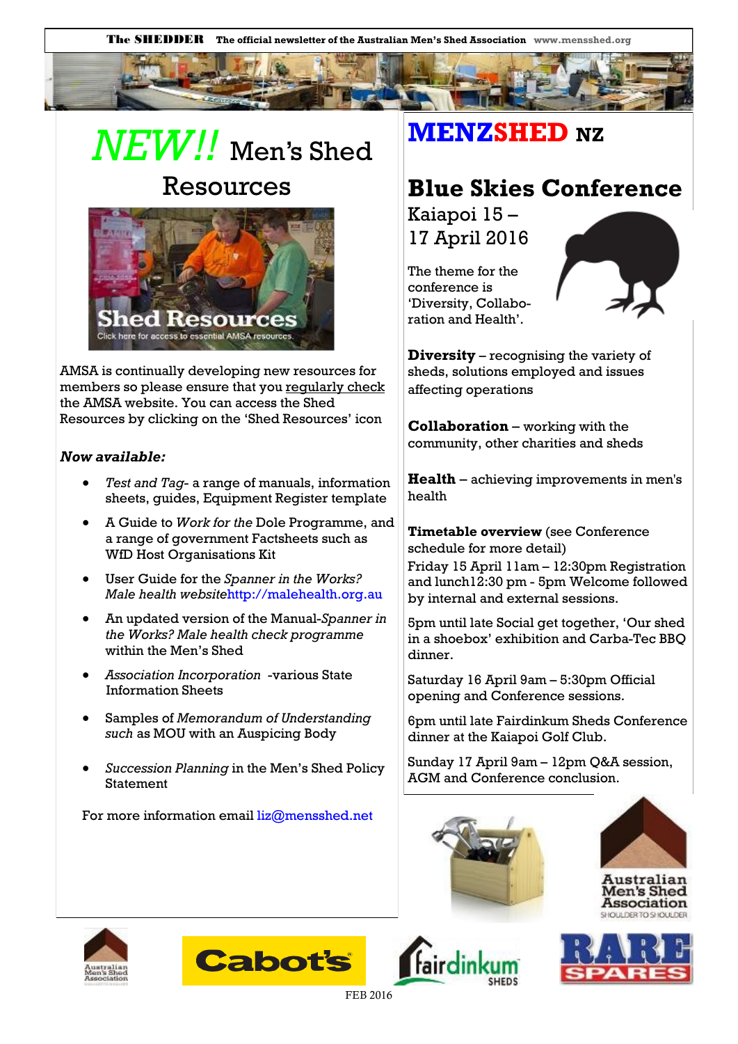# *NEW!!* Men's Shed Resources

AMSA is continually developing new resources for members so please ensure that you regularly check the AMSA website. You can access the Shed Resources by clicking on the 'Shed Resources' icon

***Now available:***

- *Test and Tag*- a range of manuals, information sheets, guides, Equipment Register template
- A Guide to *Work for the* Dole Programme, and a range of government Factsheets such as WfD Host Organisations Kit
- User Guide for the *Spanner in the Works? Male health website*http://malehealth.org.au
- An updated version of the Manual-*Spanner in the Works? Male health check programme* within the Men's Shed
- *Association Incorporation* -various State Information Sheets
- Samples of *Memorandum of Understanding such* as MOU with an Auspicing Body
- *Succession Planning* in the Men's Shed Policy Statement

For more information email liz@mensshed.net

# MENZSHED NZ

## Blue Skies Conference

Kaiapoi 15 – 17 April 2016

The theme for the conference is 'Diversity, Collaboration and Health'.

**Diversity** – recognising the variety of sheds, solutions employed and issues affecting operations

**Collaboration** – working with the community, other charities and sheds

**Health** – achieving improvements in men's health

**Timetable overview** (see Conference schedule for more detail)

Friday 15 April 11am – 12:30pm Registration and lunch12:30 pm - 5pm Welcome followed by internal and external sessions.

5pm until late Social get together, 'Our shed in a shoebox' exhibition and Carba-Tec BBQ dinner.

Saturday 16 April 9am – 5:30pm Official opening and Conference sessions.

6pm until late Fairdinkum Sheds Conference dinner at the Kaiapoi Golf Club.

Sunday 17 April 9am – 12pm Q&A session, AGM and Conference conclusion.

FEB 2016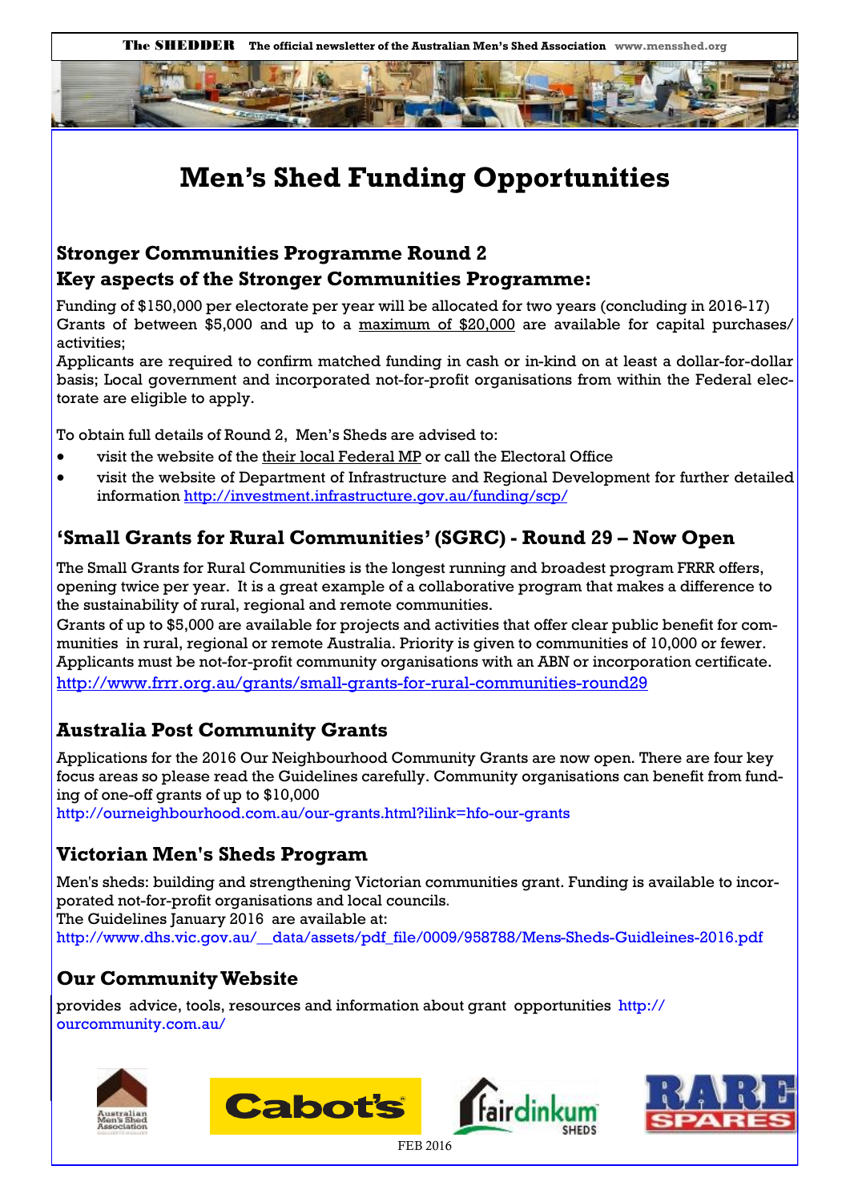# Men's Shed Funding Opportunities

### Stronger Communities Programme Round 2

### Key aspects of the Stronger Communities Programme:

Funding of $150,000 per electorate per year will be allocated for two years (concluding in 2016-17) Grants of between $5,000 and up to a maximum of $20,000 are available for capital purchases/ activities;

Applicants are required to confirm matched funding in cash or in-kind on at least a dollar-for-dollar basis; Local government and incorporated not-for-profit organisations from within the Federal electorate are eligible to apply.

To obtain full details of Round 2, Men's Sheds are advised to:

- visit the website of the their local Federal MP or call the Electoral Office
- visit the website of Department of Infrastructure and Regional Development for further detailed information http://investment.infrastructure.gov.au/funding/scp/

### 'Small Grants for Rural Communities' (SGRC) - Round 29 – Now Open

The Small Grants for Rural Communities is the longest running and broadest program FRRR offers, opening twice per year. It is a great example of a collaborative program that makes a difference to the sustainability of rural, regional and remote communities.

Grants of up to $5,000 are available for projects and activities that offer clear public benefit for communities in rural, regional or remote Australia. Priority is given to communities of 10,000 or fewer. Applicants must be not-for-profit community organisations with an ABN or incorporation certificate.

http://www.frrr.org.au/grants/small-grants-for-rural-communities-round29

### Australia Post Community Grants

Applications for the 2016 Our Neighbourhood Community Grants are now open. There are four key focus areas so please read the Guidelines carefully. Community organisations can benefit from funding of one-off grants of up to $10,000

http://ourneighbourhood.com.au/our-grants.html?ilink=hfo-our-grants

### Victorian Men's Sheds Program

Men's sheds: building and strengthening Victorian communities grant. Funding is available to incorporated not-for-profit organisations and local councils.

The Guidelines January 2016 are available at:

http://www.dhs.vic.gov.au/__data/assets/pdf_file/0009/958788/Mens-Sheds-Guidleines-2016.pdf

### Our Community Website

provides advice, tools, resources and information about grant opportunities http://ourcommunity.com.au/

FEB 2016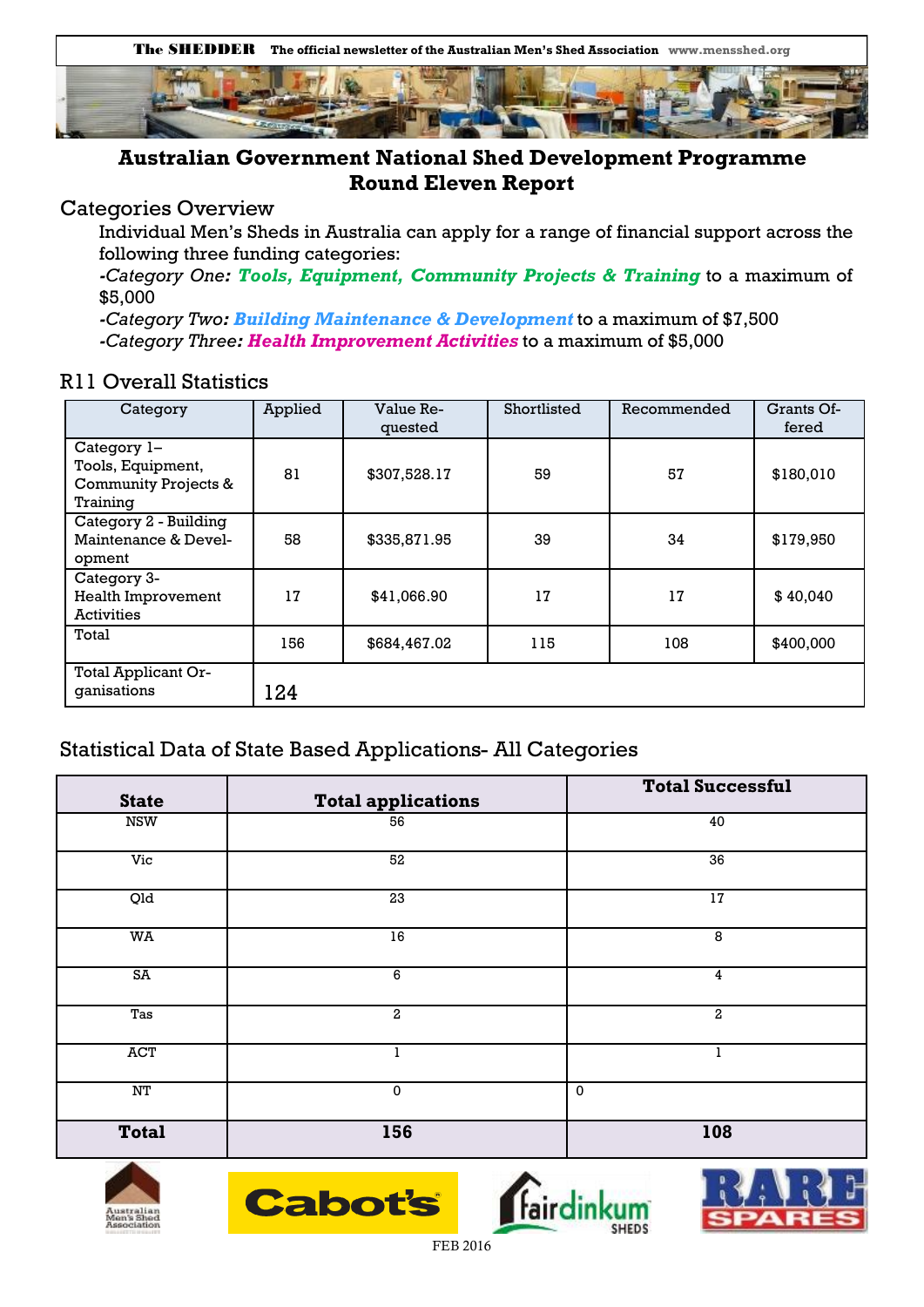# Australian Government National Shed Development Programme Round Eleven Report

## Categories Overview

Individual Men's Sheds in Australia can apply for a range of financial support across the following three funding categories:

*-Category One:* ***Tools, Equipment, Community Projects & Training*** to a maximum of $5,000

*-Category Two:* ***Building Maintenance & Development*** to a maximum of $7,500

*-Category Three:* ***Health Improvement Activities*** to a maximum of $5,000

## R11 Overall Statistics

| Category | Applied | Value Requested | Shortlisted | Recommended | Grants Offered |
|---|---|---|---|---|---|
| Category 1– Tools, Equipment, Community Projects & Training | 81 | $307,528.17 | 59 | 57 | $180,010 |
| Category 2 - Building Maintenance & Development | 58 | $335,871.95 | 39 | 34 | $179,950 |
| Category 3- Health Improvement Activities | 17 | $41,066.90 | 17 | 17 | $ 40,040 |
| Total | 156 | $684,467.02 | 115 | 108 | $400,000 |
| Total Applicant Organisations | 124 | | | | |

## Statistical Data of State Based Applications- All Categories

| State | Total applications | Total Successful |
|---|---|---|
| NSW | 56 | 40 |
| Vic | 52 | 36 |
| Qld | 23 | 17 |
| WA | 16 | 8 |
| SA | 6 | 4 |
| Tas | 2 | 2 |
| ACT | 1 | 1 |
| NT | 0 | 0 |
| **Total** | **156** | **108** |

FEB 2016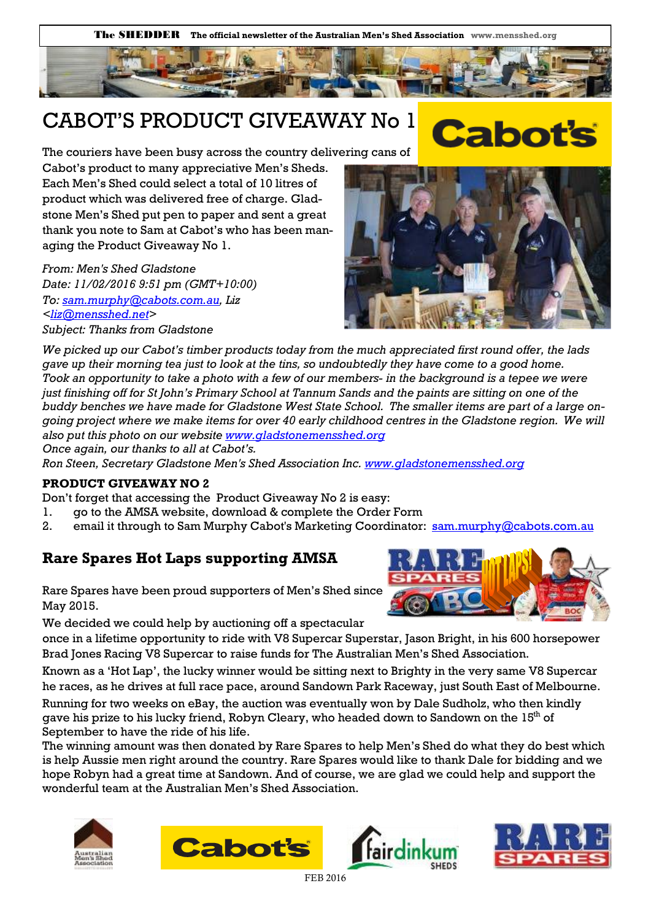# CABOT'S PRODUCT GIVEAWAY No 1

The couriers have been busy across the country delivering cans of Cabot's product to many appreciative Men's Sheds. Each Men's Shed could select a total of 10 litres of product which was delivered free of charge. Gladstone Men's Shed put pen to paper and sent a great thank you note to Sam at Cabot's who has been managing the Product Giveaway No 1.

*From: Men's Shed Gladstone*
*Date: 11/02/2016 9:51 pm (GMT+10:00)*
*To: sam.murphy@cabots.com.au, Liz <liz@mensshed.net>*
*Subject: Thanks from Gladstone*

*We picked up our Cabot's timber products today from the much appreciated first round offer, the lads gave up their morning tea just to look at the tins, so undoubtedly they have come to a good home. Took an opportunity to take a photo with a few of our members- in the background is a tepee we were just finishing off for St John's Primary School at Tannum Sands and the paints are sitting on one of the buddy benches we have made for Gladstone West State School. The smaller items are part of a large ongoing project where we make items for over 40 early childhood centres in the Gladstone region. We will also put this photo on our website www.gladstonemensshed.org*
*Once again, our thanks to all at Cabot's.*
*Ron Steen, Secretary Gladstone Men's Shed Association Inc. www.gladstonemensshed.org*

**PRODUCT GIVEAWAY NO 2**

Don't forget that accessing the Product Giveaway No 2 is easy:

1. go to the AMSA website, download & complete the Order Form
2. email it through to Sam Murphy Cabot's Marketing Coordinator: sam.murphy@cabots.com.au

## Rare Spares Hot Laps supporting AMSA

Rare Spares have been proud supporters of Men's Shed since May 2015.

We decided we could help by auctioning off a spectacular once in a lifetime opportunity to ride with V8 Supercar Superstar, Jason Bright, in his 600 horsepower Brad Jones Racing V8 Supercar to raise funds for The Australian Men's Shed Association.

Known as a 'Hot Lap', the lucky winner would be sitting next to Brighty in the very same V8 Supercar he races, as he drives at full race pace, around Sandown Park Raceway, just South East of Melbourne.

Running for two weeks on eBay, the auction was eventually won by Dale Sudholz, who then kindly gave his prize to his lucky friend, Robyn Cleary, who headed down to Sandown on the 15th of September to have the ride of his life.

The winning amount was then donated by Rare Spares to help Men's Shed do what they do best which is help Aussie men right around the country. Rare Spares would like to thank Dale for bidding and we hope Robyn had a great time at Sandown. And of course, we are glad we could help and support the wonderful team at the Australian Men's Shed Association.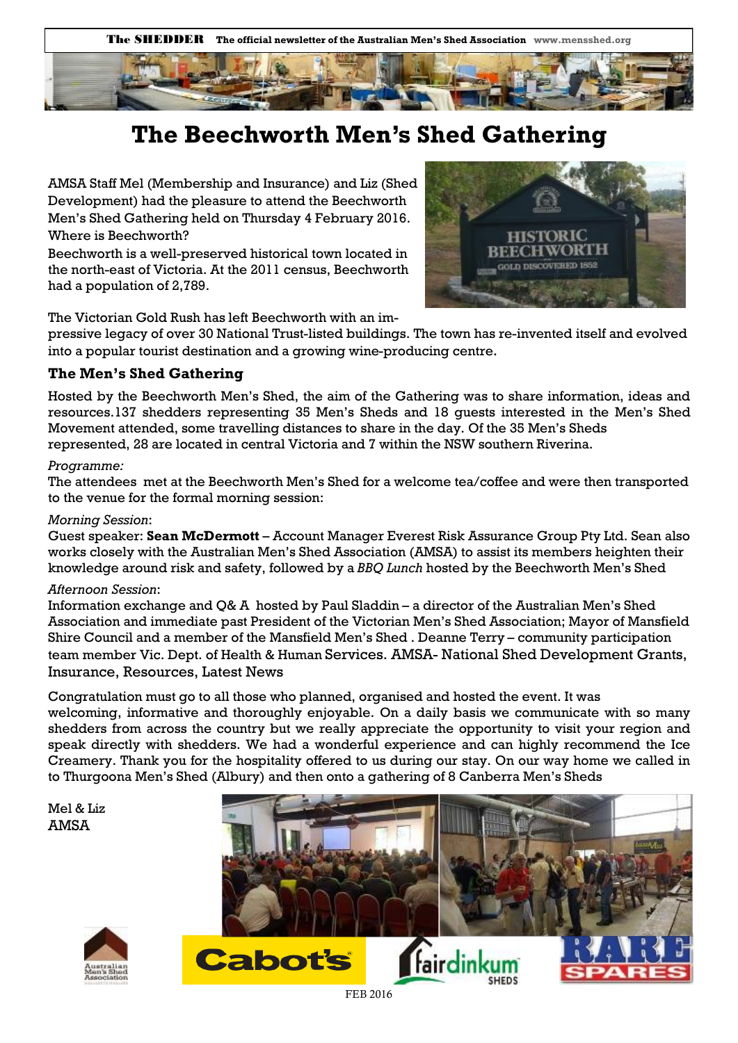# The Beechworth Men's Shed Gathering

AMSA Staff Mel (Membership and Insurance) and Liz (Shed Development) had the pleasure to attend the Beechworth Men's Shed Gathering held on Thursday 4 February 2016. Where is Beechworth?

Beechworth is a well-preserved historical town located in the north-east of Victoria. At the 2011 census, Beechworth had a population of 2,789.

The Victorian Gold Rush has left Beechworth with an impressive legacy of over 30 National Trust-listed buildings. The town has re-invented itself and evolved into a popular tourist destination and a growing wine-producing centre.

### The Men's Shed Gathering

Hosted by the Beechworth Men's Shed, the aim of the Gathering was to share information, ideas and resources.137 shedders representing 35 Men's Sheds and 18 guests interested in the Men's Shed Movement attended, some travelling distances to share in the day. Of the 35 Men's Sheds represented, 28 are located in central Victoria and 7 within the NSW southern Riverina.

*Programme:*

The attendees met at the Beechworth Men's Shed for a welcome tea/coffee and were then transported to the venue for the formal morning session:

*Morning Session*:

Guest speaker: **Sean McDermott** – Account Manager Everest Risk Assurance Group Pty Ltd. Sean also works closely with the Australian Men's Shed Association (AMSA) to assist its members heighten their knowledge around risk and safety, followed by a *BBQ Lunch* hosted by the Beechworth Men's Shed

*Afternoon Session*:

Information exchange and Q& A hosted by Paul Sladdin – a director of the Australian Men's Shed Association and immediate past President of the Victorian Men's Shed Association; Mayor of Mansfield Shire Council and a member of the Mansfield Men's Shed . Deanne Terry – community participation team member Vic. Dept. of Health & Human Services. AMSA- National Shed Development Grants, Insurance, Resources, Latest News

Congratulation must go to all those who planned, organised and hosted the event. It was welcoming, informative and thoroughly enjoyable. On a daily basis we communicate with so many shedders from across the country but we really appreciate the opportunity to visit your region and speak directly with shedders. We had a wonderful experience and can highly recommend the Ice Creamery. Thank you for the hospitality offered to us during our stay. On our way home we called in to Thurgoona Men's Shed (Albury) and then onto a gathering of 8 Canberra Men's Sheds

Mel & Liz
AMSA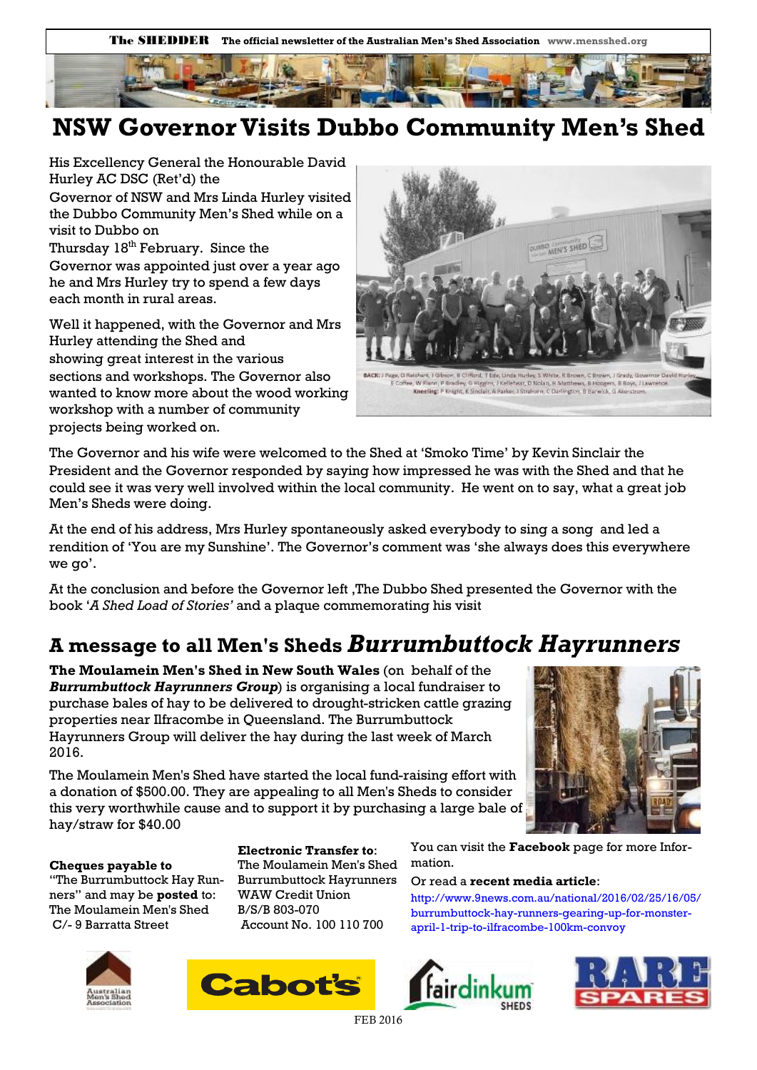# NSW Governor Visits Dubbo Community Men's Shed

His Excellency General the Honourable David Hurley AC DSC (Ret'd) the Governor of NSW and Mrs Linda Hurley visited the Dubbo Community Men's Shed while on a visit to Dubbo on Thursday 18th February. Since the Governor was appointed just over a year ago he and Mrs Hurley try to spend a few days each month in rural areas.

Well it happened, with the Governor and Mrs Hurley attending the Shed and showing great interest in the various sections and workshops. The Governor also wanted to know more about the wood working workshop with a number of community projects being worked on.

BACK: J Page, D Reichart, J Gibson, B Clifford, T Ede, Linda Hurley, S White, R Brown, C Brown, J Grady, Governor David Hurley, E Coffee, W Flann, P Bradley, G Higgins, J Kelleher, D Nolan, H Matthews, B Hodgers, B Boys, J Lawrence. Kneeling: P Knight, K Sinclair, A Parker, J Strahorn, C Darlington, B Berwick, G Akerstrom.

The Governor and his wife were welcomed to the Shed at 'Smoko Time' by Kevin Sinclair the President and the Governor responded by saying how impressed he was with the Shed and that he could see it was very well involved within the local community. He went on to say, what a great job Men's Sheds were doing.

At the end of his address, Mrs Hurley spontaneously asked everybody to sing a song and led a rendition of 'You are my Sunshine'. The Governor's comment was 'she always does this everywhere we go'.

At the conclusion and before the Governor left ,The Dubbo Shed presented the Governor with the book '*A Shed Load of Stories'* and a plaque commemorating his visit

## A message to all Men's Sheds *Burrumbuttock Hayrunners*

**The Moulamein Men's Shed in New South Wales** (on behalf of the ***Burrumbuttock Hayrunners Group***) is organising a local fundraiser to purchase bales of hay to be delivered to drought-stricken cattle grazing properties near Ilfracombe in Queensland. The Burrumbuttock Hayrunners Group will deliver the hay during the last week of March 2016.

The Moulamein Men's Shed have started the local fund-raising effort with a donation of $500.00. They are appealing to all Men's Sheds to consider this very worthwhile cause and to support it by purchasing a large bale of hay/straw for $40.00

**Cheques payable to**
"The Burrumbuttock Hay Runners" and may be **posted** to:
The Moulamein Men's Shed
C/- 9 Barratta Street

**Electronic Transfer to**:
The Moulamein Men's Shed
Burrumbuttock Hayrunners
WAW Credit Union
B/S/B 803-070
Account No. 100 110 700

You can visit the **Facebook** page for more Information.

Or read a **recent media article**:
http://www.9news.com.au/national/2016/02/25/16/05/burrumbuttock-hay-runners-gearing-up-for-monster-april-1-trip-to-ilfracombe-100km-convoy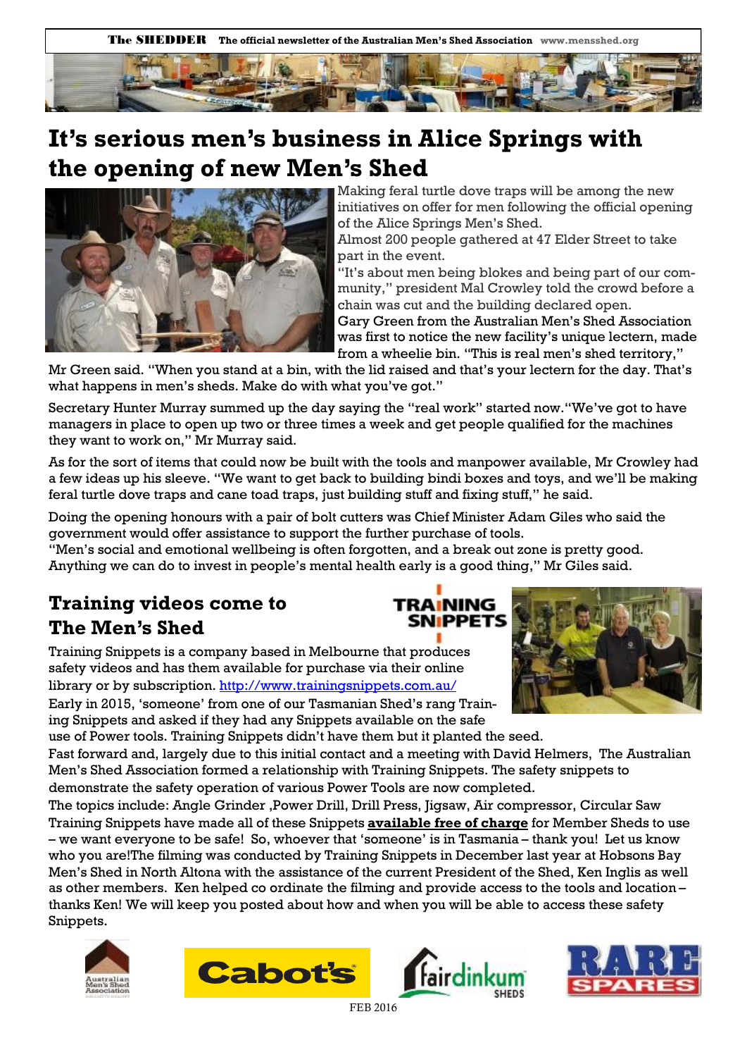# It's serious men's business in Alice Springs with the opening of new Men's Shed

Making feral turtle dove traps will be among the new initiatives on offer for men following the official opening of the Alice Springs Men's Shed.

Almost 200 people gathered at 47 Elder Street to take part in the event.

"It's about men being blokes and being part of our community," president Mal Crowley told the crowd before a chain was cut and the building declared open.

Gary Green from the Australian Men's Shed Association was first to notice the new facility's unique lectern, made from a wheelie bin. "This is real men's shed territory," Mr Green said. "When you stand at a bin, with the lid raised and that's your lectern for the day. That's what happens in men's sheds. Make do with what you've got."

Secretary Hunter Murray summed up the day saying the "real work" started now. "We've got to have managers in place to open up two or three times a week and get people qualified for the machines they want to work on," Mr Murray said.

As for the sort of items that could now be built with the tools and manpower available, Mr Crowley had a few ideas up his sleeve. "We want to get back to building bindi boxes and toys, and we'll be making feral turtle dove traps and cane toad traps, just building stuff and fixing stuff," he said.

Doing the opening honours with a pair of bolt cutters was Chief Minister Adam Giles who said the government would offer assistance to support the further purchase of tools.

"Men's social and emotional wellbeing is often forgotten, and a break out zone is pretty good. Anything we can do to invest in people's mental health early is a good thing," Mr Giles said.

## Training videos come to The Men's Shed

Training Snippets is a company based in Melbourne that produces safety videos and has them available for purchase via their online library or by subscription. http://www.trainingsnippets.com.au/

Early in 2015, 'someone' from one of our Tasmanian Shed's rang Training Snippets and asked if they had any Snippets available on the safe use of Power tools. Training Snippets didn't have them but it planted the seed.

Fast forward and, largely due to this initial contact and a meeting with David Helmers, The Australian Men's Shed Association formed a relationship with Training Snippets. The safety snippets to demonstrate the safety operation of various Power Tools are now completed.

The topics include: Angle Grinder ,Power Drill, Drill Press, Jigsaw, Air compressor, Circular Saw

Training Snippets have made all of these Snippets **available free of charge** for Member Sheds to use – we want everyone to be safe! So, whoever that 'someone' is in Tasmania – thank you! Let us know who you are! The filming was conducted by Training Snippets in December last year at Hobsons Bay Men's Shed in North Altona with the assistance of the current President of the Shed, Ken Inglis as well as other members. Ken helped co ordinate the filming and provide access to the tools and location – thanks Ken! We will keep you posted about how and when you will be able to access these safety Snippets.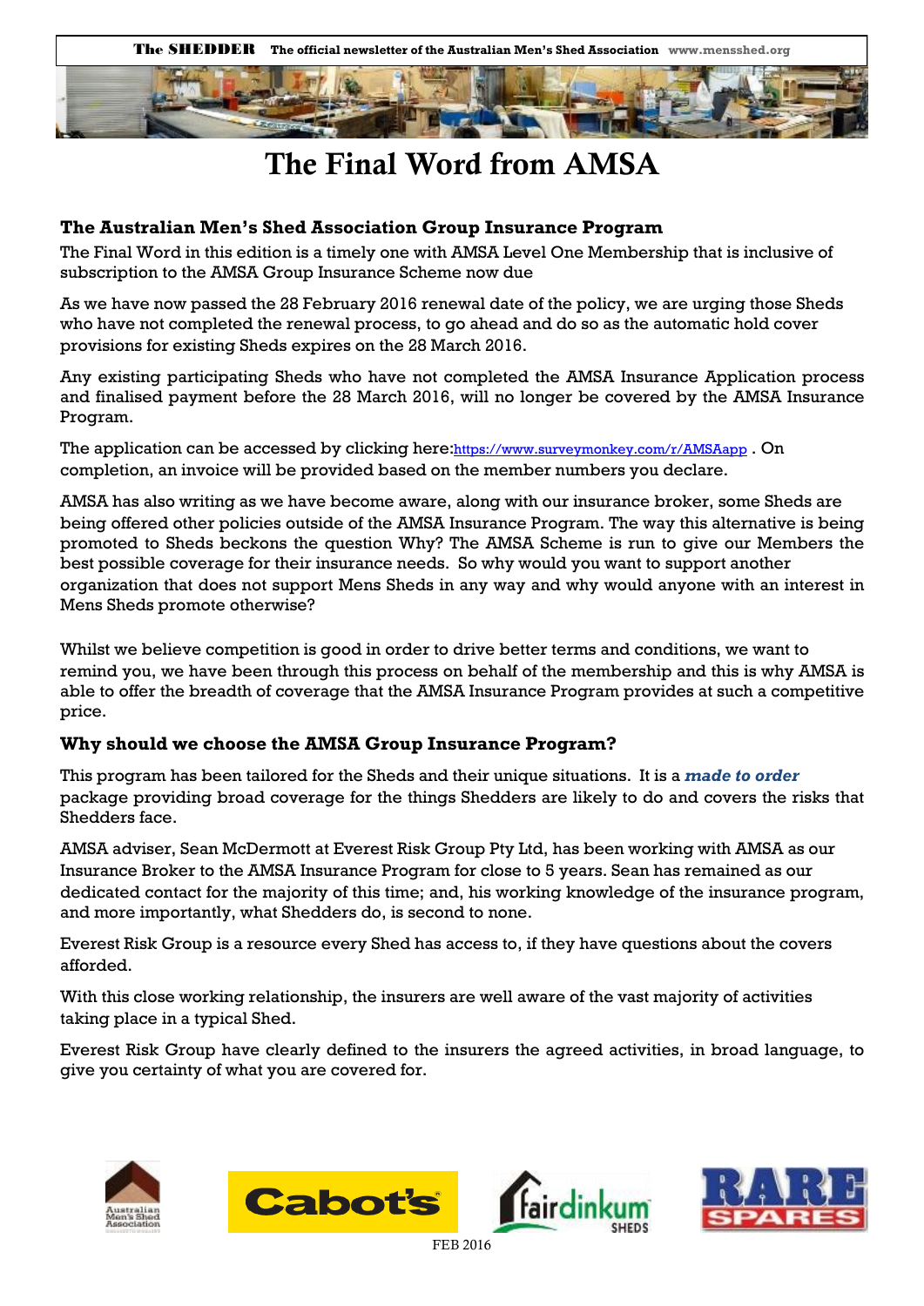# The Final Word from AMSA

### The Australian Men's Shed Association Group Insurance Program

The Final Word in this edition is a timely one with AMSA Level One Membership that is inclusive of subscription to the AMSA Group Insurance Scheme now due

As we have now passed the 28 February 2016 renewal date of the policy, we are urging those Sheds who have not completed the renewal process, to go ahead and do so as the automatic hold cover provisions for existing Sheds expires on the 28 March 2016.

Any existing participating Sheds who have not completed the AMSA Insurance Application process and finalised payment before the 28 March 2016, will no longer be covered by the AMSA Insurance Program.

The application can be accessed by clicking here:https://www.surveymonkey.com/r/AMSAapp . On completion, an invoice will be provided based on the member numbers you declare.

AMSA has also writing as we have become aware, along with our insurance broker, some Sheds are being offered other policies outside of the AMSA Insurance Program. The way this alternative is being promoted to Sheds beckons the question Why? The AMSA Scheme is run to give our Members the best possible coverage for their insurance needs. So why would you want to support another organization that does not support Mens Sheds in any way and why would anyone with an interest in Mens Sheds promote otherwise?

Whilst we believe competition is good in order to drive better terms and conditions, we want to remind you, we have been through this process on behalf of the membership and this is why AMSA is able to offer the breadth of coverage that the AMSA Insurance Program provides at such a competitive price.

### Why should we choose the AMSA Group Insurance Program?

This program has been tailored for the Sheds and their unique situations. It is a ***made to order*** package providing broad coverage for the things Shedders are likely to do and covers the risks that Shedders face.

AMSA adviser, Sean McDermott at Everest Risk Group Pty Ltd, has been working with AMSA as our Insurance Broker to the AMSA Insurance Program for close to 5 years. Sean has remained as our dedicated contact for the majority of this time; and, his working knowledge of the insurance program, and more importantly, what Shedders do, is second to none.

Everest Risk Group is a resource every Shed has access to, if they have questions about the covers afforded.

With this close working relationship, the insurers are well aware of the vast majority of activities taking place in a typical Shed.

Everest Risk Group have clearly defined to the insurers the agreed activities, in broad language, to give you certainty of what you are covered for.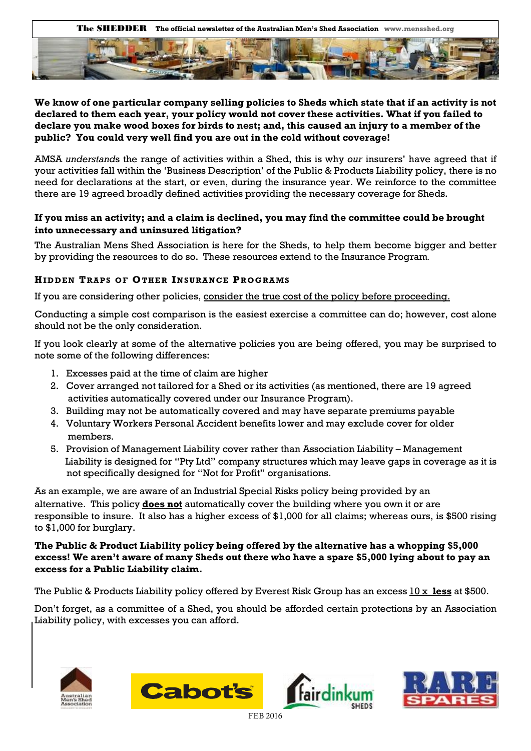**We know of one particular company selling policies to Sheds which state that if an activity is not declared to them each year, your policy would not cover these activities. What if you failed to declare you make wood boxes for birds to nest; and, this caused an injury to a member of the public? You could very well find you are out in the cold without coverage!**

AMSA *understand*s the range of activities within a Shed, this is why *our* insurers' have agreed that if your activities fall within the 'Business Description' of the Public & Products Liability policy, there is no need for declarations at the start, or even, during the insurance year. We reinforce to the committee there are 19 agreed broadly defined activities providing the necessary coverage for Sheds.

**If you miss an activity; and a claim is declined, you may find the committee could be brought into unnecessary and uninsured litigation?**

The Australian Mens Shed Association is here for the Sheds, to help them become bigger and better by providing the resources to do so. These resources extend to the Insurance Program.

### HIDDEN TRAPS OF OTHER INSURANCE PROGRAMS

If you are considering other policies, consider the true cost of the policy before proceeding.

Conducting a simple cost comparison is the easiest exercise a committee can do; however, cost alone should not be the only consideration.

If you look clearly at some of the alternative policies you are being offered, you may be surprised to note some of the following differences:

1. Excesses paid at the time of claim are higher
2. Cover arranged not tailored for a Shed or its activities (as mentioned, there are 19 agreed activities automatically covered under our Insurance Program).
3. Building may not be automatically covered and may have separate premiums payable
4. Voluntary Workers Personal Accident benefits lower and may exclude cover for older members.
5. Provision of Management Liability cover rather than Association Liability – Management Liability is designed for "Pty Ltd" company structures which may leave gaps in coverage as it is not specifically designed for "Not for Profit" organisations.

As an example, we are aware of an Industrial Special Risks policy being provided by an alternative. This policy **does not** automatically cover the building where you own it or are responsible to insure. It also has a higher excess of $1,000 for all claims; whereas ours, is $500 rising to $1,000 for burglary.

**The Public & Product Liability policy being offered by the alternative has a whopping $5,000 excess! We aren't aware of many Sheds out there who have a spare $5,000 lying about to pay an excess for a Public Liability claim.**

The Public & Products Liability policy offered by Everest Risk Group has an excess 10 x **less** at $500.

Don't forget, as a committee of a Shed, you should be afforded certain protections by an Association Liability policy, with excesses you can afford.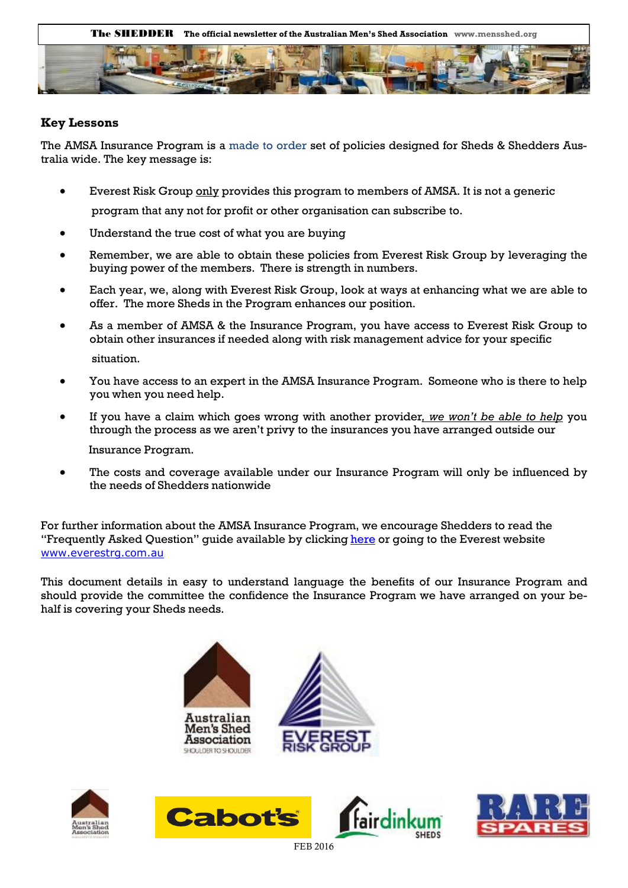## Key Lessons

The AMSA Insurance Program is a made to order set of policies designed for Sheds & Shedders Australia wide. The key message is:

- Everest Risk Group only provides this program to members of AMSA. It is not a generic program that any not for profit or other organisation can subscribe to.
- Understand the true cost of what you are buying
- Remember, we are able to obtain these policies from Everest Risk Group by leveraging the buying power of the members. There is strength in numbers.
- Each year, we, along with Everest Risk Group, look at ways at enhancing what we are able to offer. The more Sheds in the Program enhances our position.
- As a member of AMSA & the Insurance Program, you have access to Everest Risk Group to obtain other insurances if needed along with risk management advice for your specific situation.
- You have access to an expert in the AMSA Insurance Program. Someone who is there to help you when you need help.
- If you have a claim which goes wrong with another provider, *we won't be able to help* you through the process as we aren't privy to the insurances you have arranged outside our Insurance Program.
- The costs and coverage available under our Insurance Program will only be influenced by the needs of Shedders nationwide

For further information about the AMSA Insurance Program, we encourage Shedders to read the "Frequently Asked Question" guide available by clicking here or going to the Everest website www.everestrg.com.au

This document details in easy to understand language the benefits of our Insurance Program and should provide the committee the confidence the Insurance Program we have arranged on your behalf is covering your Sheds needs.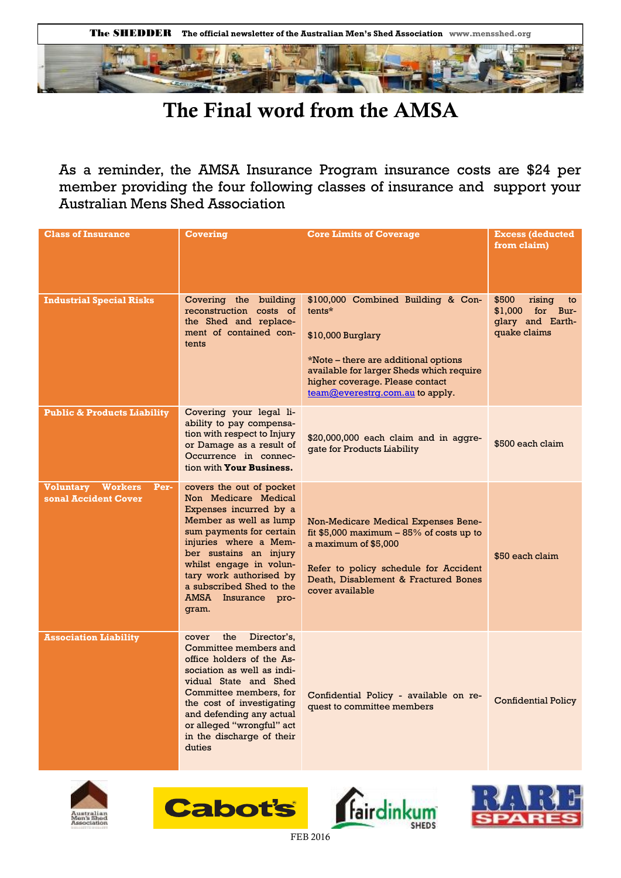# The Final word from the AMSA

As a reminder, the AMSA Insurance Program insurance costs are $24 per member providing the four following classes of insurance and support your Australian Mens Shed Association

| Class of Insurance | Covering | Core Limits of Coverage | Excess (deducted from claim) |
|---|---|---|---|
| **Industrial Special Risks** | Covering the building reconstruction costs of the Shed and replacement of contained contents | $100,000 Combined Building & Contents*<br><br>$10,000 Burglary<br><br>*Note – there are additional options available for larger Sheds which require higher coverage. Please contact team@everestrg.com.au to apply. | $500 rising to $1,000 for Burglary and Earthquake claims |
| **Public & Products Liability** | Covering your legal liability to pay compensation with respect to Injury or Damage as a result of Occurrence in connection with **Your Business.** | $20,000,000 each claim and in aggregate for Products Liability | $500 each claim |
| **Voluntary Workers Personal Accident Cover** | covers the out of pocket Non Medicare Medical Expenses incurred by a Member as well as lump sum payments for certain injuries where a Member sustains an injury whilst engage in voluntary work authorised by a subscribed Shed to the AMSA Insurance program. | Non-Medicare Medical Expenses Benefit $5,000 maximum – 85% of costs up to a maximum of $5,000<br><br>Refer to policy schedule for Accident Death, Disablement & Fractured Bones cover available | $50 each claim |
| **Association Liability** | cover the Director's, Committee members and office holders of the Association as well as individual State and Shed Committee members, for the cost of investigating and defending any actual or alleged "wrongful" act in the discharge of their duties | Confidential Policy - available on request to committee members | Confidential Policy |

FEB 2016